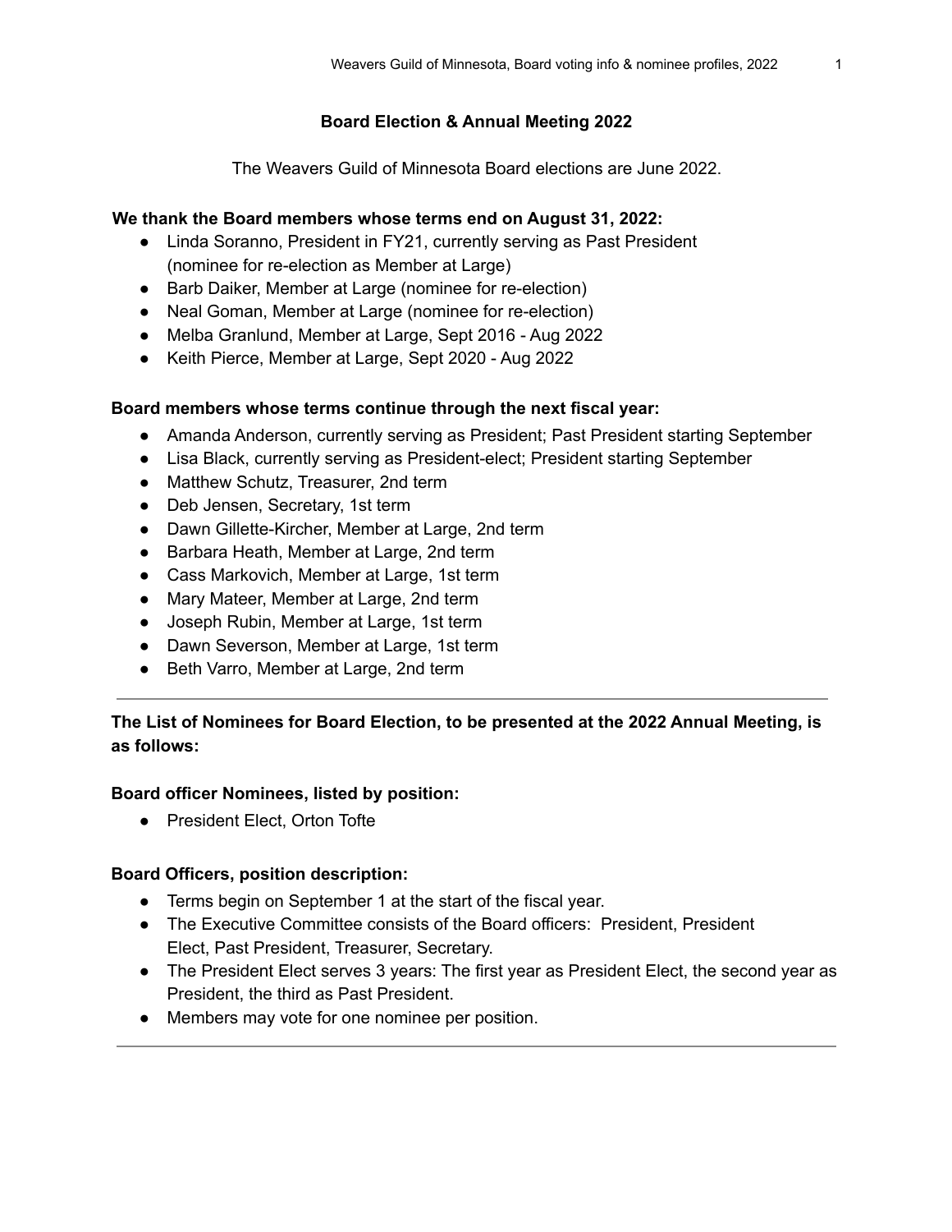# Board Election & Annual Meeting 2022

The Weavers Guild of Minnesota Board elections are June 2022.

**We thank the Board members whose terms end on August 31, 2022:**

- Linda Soranno, President in FY21, currently serving as Past President (nominee for re-election as Member at Large)
- Barb Daiker, Member at Large (nominee for re-election)
- Neal Goman, Member at Large (nominee for re-election)
- Melba Granlund, Member at Large, Sept 2016 - Aug 2022
- Keith Pierce, Member at Large, Sept 2020 - Aug 2022

**Board members whose terms continue through the next fiscal year:**

- Amanda Anderson, currently serving as President; Past President starting September
- Lisa Black, currently serving as President-elect; President starting September
- Matthew Schutz, Treasurer, 2nd term
- Deb Jensen, Secretary, 1st term
- Dawn Gillette-Kircher, Member at Large, 2nd term
- Barbara Heath, Member at Large, 2nd term
- Cass Markovich, Member at Large, 1st term
- Mary Mateer, Member at Large, 2nd term
- Joseph Rubin, Member at Large, 1st term
- Dawn Severson, Member at Large, 1st term
- Beth Varro, Member at Large, 2nd term

---

**The List of Nominees for Board Election, to be presented at the 2022 Annual Meeting, is as follows:**

**Board officer Nominees, listed by position:**

- President Elect, Orton Tofte

**Board Officers, position description:**

- Terms begin on September 1 at the start of the fiscal year.
- The Executive Committee consists of the Board officers: President, President Elect, Past President, Treasurer, Secretary.
- The President Elect serves 3 years: The first year as President Elect, the second year as President, the third as Past President.
- Members may vote for one nominee per position.

---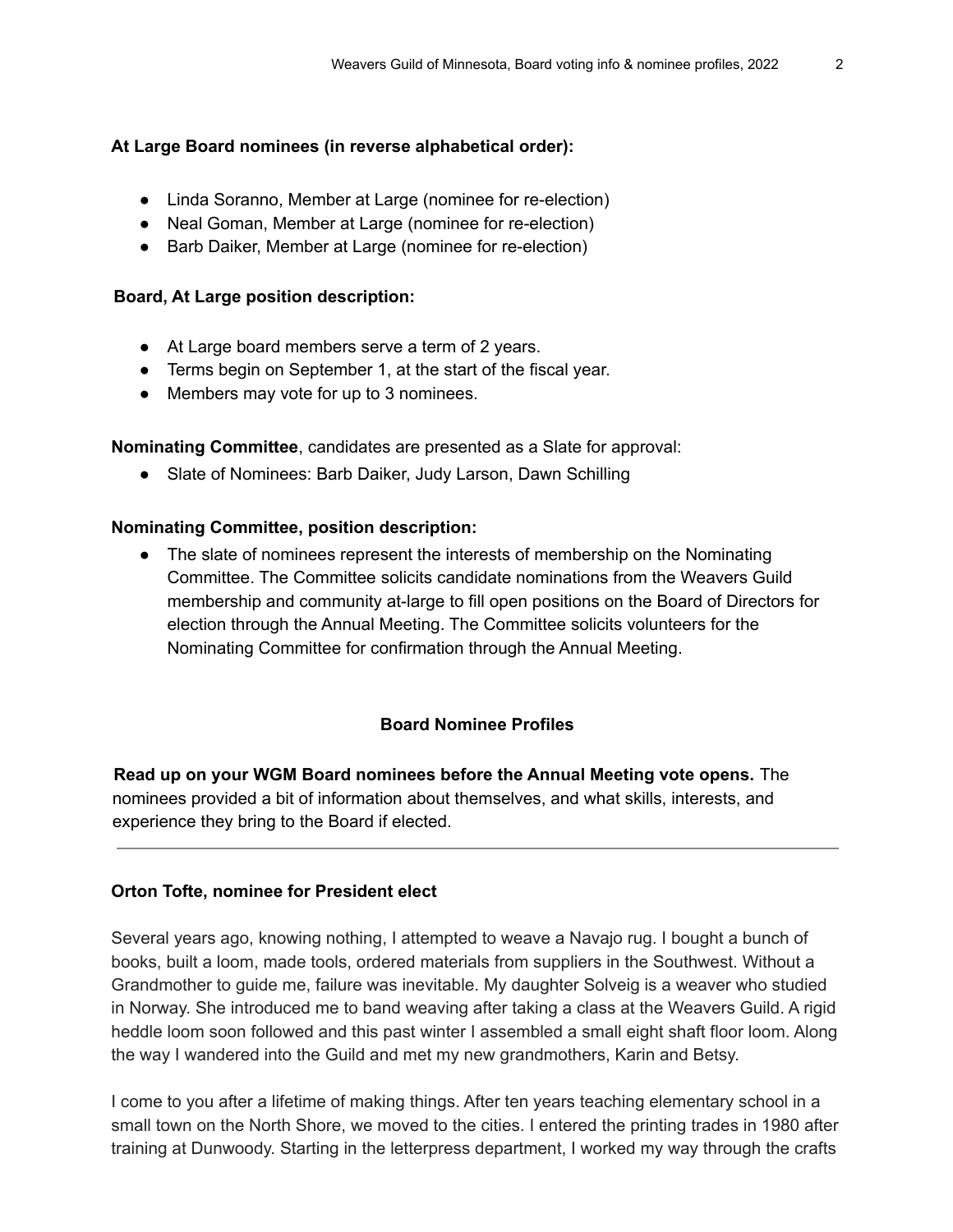**At Large Board nominees (in reverse alphabetical order):**

- Linda Soranno, Member at Large (nominee for re-election)
- Neal Goman, Member at Large (nominee for re-election)
- Barb Daiker, Member at Large (nominee for re-election)

**Board, At Large position description:**

- At Large board members serve a term of 2 years.
- Terms begin on September 1, at the start of the fiscal year.
- Members may vote for up to 3 nominees.

**Nominating Committee**, candidates are presented as a Slate for approval:

- Slate of Nominees: Barb Daiker, Judy Larson, Dawn Schilling

**Nominating Committee, position description:**

- The slate of nominees represent the interests of membership on the Nominating Committee. The Committee solicits candidate nominations from the Weavers Guild membership and community at-large to fill open positions on the Board of Directors for election through the Annual Meeting. The Committee solicits volunteers for the Nominating Committee for confirmation through the Annual Meeting.

## Board Nominee Profiles

**Read up on your WGM Board nominees before the Annual Meeting vote opens.** The nominees provided a bit of information about themselves, and what skills, interests, and experience they bring to the Board if elected.

---

### Orton Tofte, nominee for President elect

Several years ago, knowing nothing, I attempted to weave a Navajo rug. I bought a bunch of books, built a loom, made tools, ordered materials from suppliers in the Southwest. Without a Grandmother to guide me, failure was inevitable. My daughter Solveig is a weaver who studied in Norway. She introduced me to band weaving after taking a class at the Weavers Guild. A rigid heddle loom soon followed and this past winter I assembled a small eight shaft floor loom. Along the way I wandered into the Guild and met my new grandmothers, Karin and Betsy.

I come to you after a lifetime of making things. After ten years teaching elementary school in a small town on the North Shore, we moved to the cities. I entered the printing trades in 1980 after training at Dunwoody. Starting in the letterpress department, I worked my way through the crafts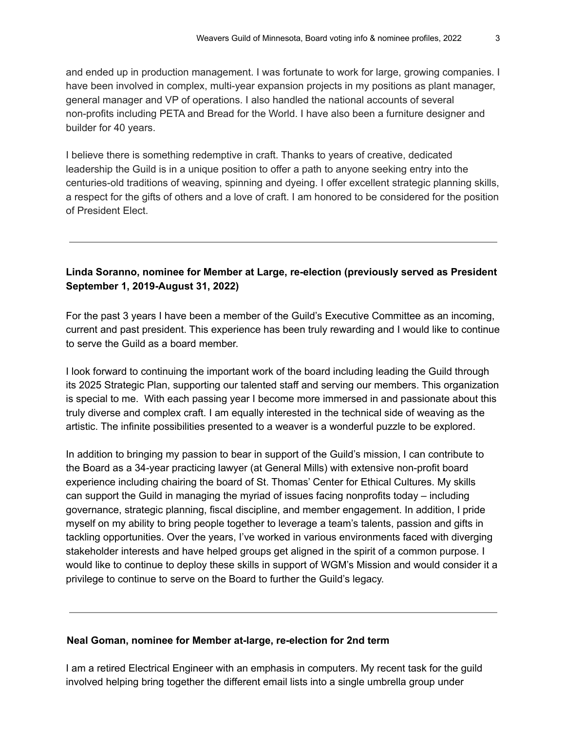and ended up in production management. I was fortunate to work for large, growing companies. I have been involved in complex, multi-year expansion projects in my positions as plant manager, general manager and VP of operations. I also handled the national accounts of several non-profits including PETA and Bread for the World. I have also been a furniture designer and builder for 40 years.

I believe there is something redemptive in craft. Thanks to years of creative, dedicated leadership the Guild is in a unique position to offer a path to anyone seeking entry into the centuries-old traditions of weaving, spinning and dyeing. I offer excellent strategic planning skills, a respect for the gifts of others and a love of craft. I am honored to be considered for the position of President Elect.

---

**Linda Soranno, nominee for Member at Large, re-election (previously served as President September 1, 2019-August 31, 2022)**

For the past 3 years I have been a member of the Guild's Executive Committee as an incoming, current and past president. This experience has been truly rewarding and I would like to continue to serve the Guild as a board member.

I look forward to continuing the important work of the board including leading the Guild through its 2025 Strategic Plan, supporting our talented staff and serving our members. This organization is special to me. With each passing year I become more immersed in and passionate about this truly diverse and complex craft. I am equally interested in the technical side of weaving as the artistic. The infinite possibilities presented to a weaver is a wonderful puzzle to be explored.

In addition to bringing my passion to bear in support of the Guild's mission, I can contribute to the Board as a 34-year practicing lawyer (at General Mills) with extensive non-profit board experience including chairing the board of St. Thomas' Center for Ethical Cultures. My skills can support the Guild in managing the myriad of issues facing nonprofits today – including governance, strategic planning, fiscal discipline, and member engagement. In addition, I pride myself on my ability to bring people together to leverage a team's talents, passion and gifts in tackling opportunities. Over the years, I've worked in various environments faced with diverging stakeholder interests and have helped groups get aligned in the spirit of a common purpose. I would like to continue to deploy these skills in support of WGM's Mission and would consider it a privilege to continue to serve on the Board to further the Guild's legacy.

---

**Neal Goman, nominee for Member at-large, re-election for 2nd term**

I am a retired Electrical Engineer with an emphasis in computers. My recent task for the guild involved helping bring together the different email lists into a single umbrella group under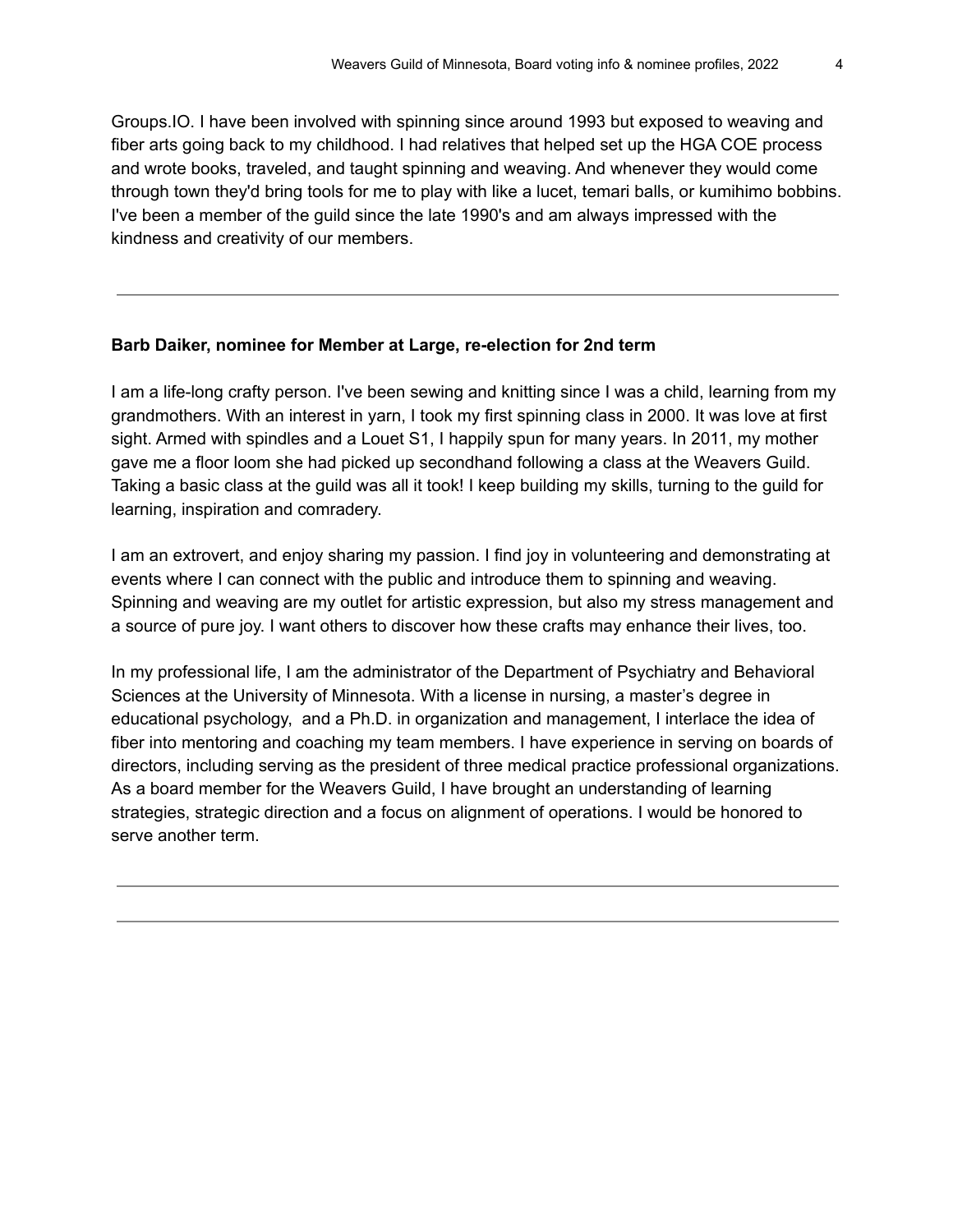Groups.IO. I have been involved with spinning since around 1993 but exposed to weaving and fiber arts going back to my childhood. I had relatives that helped set up the HGA COE process and wrote books, traveled, and taught spinning and weaving. And whenever they would come through town they'd bring tools for me to play with like a lucet, temari balls, or kumihimo bobbins. I've been a member of the guild since the late 1990's and am always impressed with the kindness and creativity of our members.

---

**Barb Daiker, nominee for Member at Large, re-election for 2nd term**

I am a life-long crafty person. I've been sewing and knitting since I was a child, learning from my grandmothers. With an interest in yarn, I took my first spinning class in 2000. It was love at first sight. Armed with spindles and a Louet S1, I happily spun for many years. In 2011, my mother gave me a floor loom she had picked up secondhand following a class at the Weavers Guild. Taking a basic class at the guild was all it took! I keep building my skills, turning to the guild for learning, inspiration and comradery.

I am an extrovert, and enjoy sharing my passion. I find joy in volunteering and demonstrating at events where I can connect with the public and introduce them to spinning and weaving. Spinning and weaving are my outlet for artistic expression, but also my stress management and a source of pure joy. I want others to discover how these crafts may enhance their lives, too.

In my professional life, I am the administrator of the Department of Psychiatry and Behavioral Sciences at the University of Minnesota. With a license in nursing, a master's degree in educational psychology, and a Ph.D. in organization and management, I interlace the idea of fiber into mentoring and coaching my team members. I have experience in serving on boards of directors, including serving as the president of three medical practice professional organizations. As a board member for the Weavers Guild, I have brought an understanding of learning strategies, strategic direction and a focus on alignment of operations. I would be honored to serve another term.

---

---